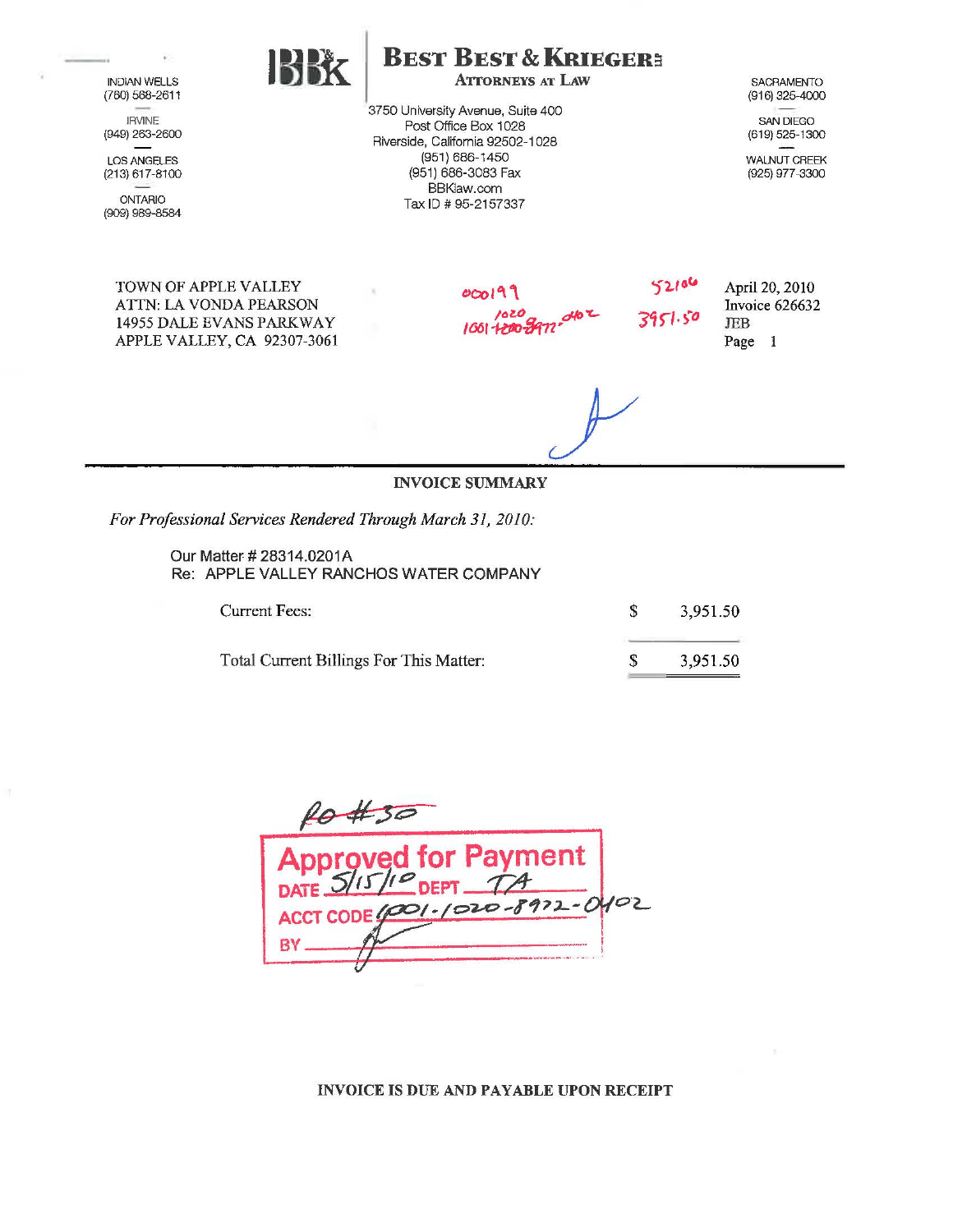INDIAN WELLS
(760) 568-2611

IRVINE
(949) 263-2600

LOS ANGELES
(213) 617-8100

ONTARIO
(909) 989-8584

# BEST BEST & KRIEGER LLP

**ATTORNEYS AT LAW**

3750 University Avenue, Suite 400
Post Office Box 1028
Riverside, California 92502-1028
(951) 686-1450
(951) 686-3083 Fax
BBKlaw.com
Tax ID # 95-2157337

SACRAMENTO
(916) 325-4000

SAN DIEGO
(619) 525-1300

WALNUT CREEK
(925) 977-3300

TOWN OF APPLE VALLEY
ATTN: LA VONDA PEARSON
14955 DALE EVANS PARKWAY
APPLE VALLEY, CA 92307-3061

000199
1001-1020-8972-0402

52106
3951.50

April 20, 2010
Invoice 626632
JEB
Page 1

## INVOICE SUMMARY

*For Professional Services Rendered Through March 31, 2010:*

Our Matter # 28314.0201A
Re: APPLE VALLEY RANCHOS WATER COMPANY

| | | |
|---|---|---|
| Current Fees: | $ | 3,951.50 |
| Total Current Billings For This Matter: | $ | 3,951.50 |

PO #30

Approved for Payment
DATE 5/15/10 DEPT TA
ACCT CODE 1001-1020-8972-0402
BY

**INVOICE IS DUE AND PAYABLE UPON RECEIPT**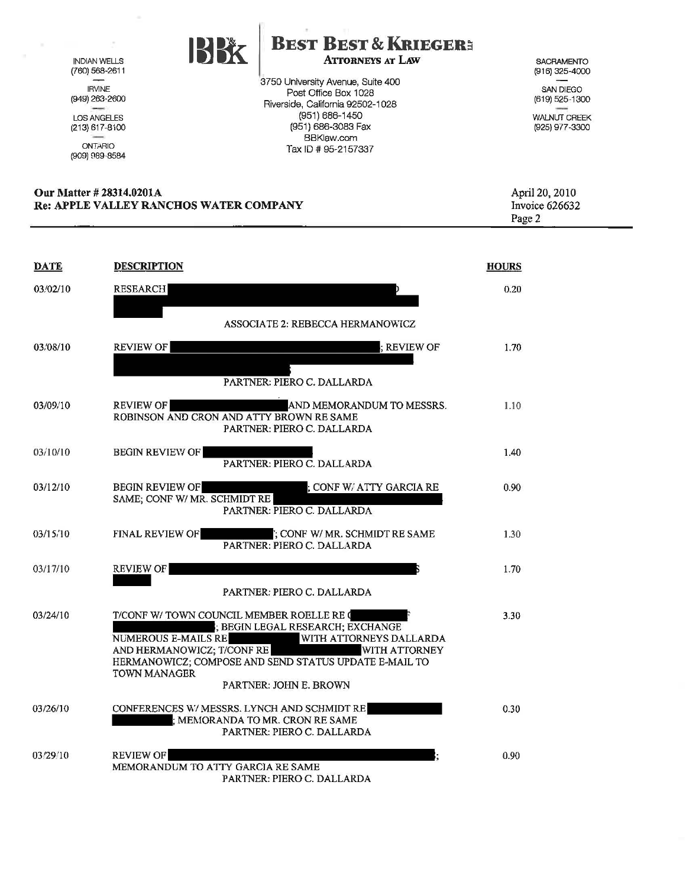# BEST BEST & KRIEGER LLP

**ATTORNEYS AT LAW**

INDIAN WELLS
(760) 568-2611

IRVINE
(949) 263-2600

LOS ANGELES
(213) 617-8100

ONTARIO
(909) 989-8584

3750 University Avenue, Suite 400
Post Office Box 1028
Riverside, California 92502-1028
(951) 686-1450
(951) 686-3083 Fax
BBKlaw.com
Tax ID # 95-2157337

SACRAMENTO
(916) 325-4000

SAN DIEGO
(619) 525-1300

WALNUT CREEK
(925) 977-3300

**Our Matter # 28314.0201A**
**Re: APPLE VALLEY RANCHOS WATER COMPANY**

April 20, 2010
Invoice 626632
Page 2

| DATE | DESCRIPTION | HOURS |
|---|---|---|
| 03/02/10 | RESEARCH [REDACTED]<br>ASSOCIATE 2: REBECCA HERMANOWICZ | 0.20 |
| 03/08/10 | REVIEW OF [REDACTED]; REVIEW OF [REDACTED]<br>PARTNER: PIERO C. DALLARDA | 1.70 |
| 03/09/10 | REVIEW OF [REDACTED] AND MEMORANDUM TO MESSRS. ROBINSON AND CRON AND ATTY BROWN RE SAME<br>PARTNER: PIERO C. DALLARDA | 1.10 |
| 03/10/10 | BEGIN REVIEW OF [REDACTED]<br>PARTNER: PIERO C. DALLARDA | 1.40 |
| 03/12/10 | BEGIN REVIEW OF [REDACTED]; CONF W/ ATTY GARCIA RE SAME; CONF W/ MR. SCHMIDT RE [REDACTED]<br>PARTNER: PIERO C. DALLARDA | 0.90 |
| 03/15/10 | FINAL REVIEW OF [REDACTED]; CONF W/ MR. SCHMIDT RE SAME<br>PARTNER: PIERO C. DALLARDA | 1.30 |
| 03/17/10 | REVIEW OF [REDACTED]<br>PARTNER: PIERO C. DALLARDA | 1.70 |
| 03/24/10 | T/CONF W/ TOWN COUNCIL MEMBER ROELLE RE [REDACTED]; BEGIN LEGAL RESEARCH; EXCHANGE NUMEROUS E-MAILS RE [REDACTED] WITH ATTORNEYS DALLARDA AND HERMANOWICZ; T/CONF RE [REDACTED] WITH ATTORNEY HERMANOWICZ; COMPOSE AND SEND STATUS UPDATE E-MAIL TO TOWN MANAGER<br>PARTNER: JOHN E. BROWN | 3.30 |
| 03/26/10 | CONFERENCES W/ MESSRS. LYNCH AND SCHMIDT RE [REDACTED]; MEMORANDA TO MR. CRON RE SAME<br>PARTNER: PIERO C. DALLARDA | 0.30 |
| 03/29/10 | REVIEW OF [REDACTED]; MEMORANDUM TO ATTY GARCIA RE SAME<br>PARTNER: PIERO C. DALLARDA | 0.90 |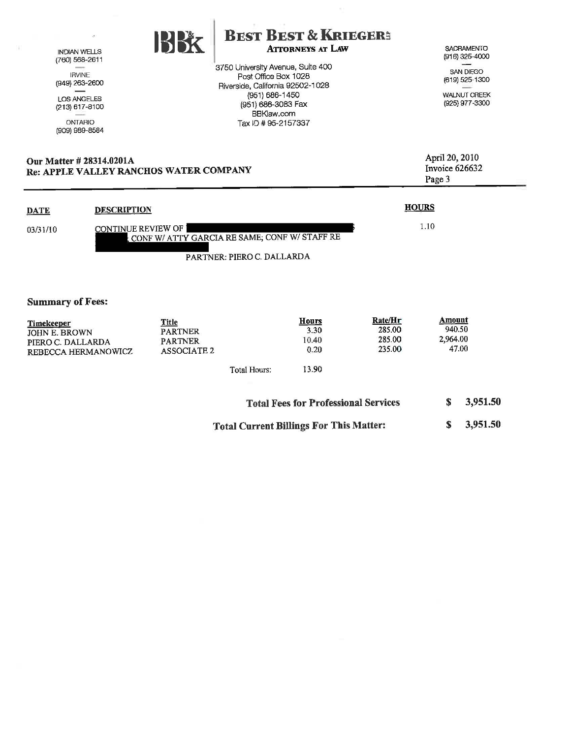BBK **BEST BEST & KRIEGER LLP**
**ATTORNEYS AT LAW**

INDIAN WELLS
(760) 568-2611

IRVINE
(949) 263-2600

LOS ANGELES
(213) 617-8100

ONTARIO
(909) 989-8584

3750 University Avenue, Suite 400
Post Office Box 1028
Riverside, California 92502-1028
(951) 686-1450
(951) 686-3083 Fax
BBKlaw.com
Tax ID # 95-2157337

SACRAMENTO
(916) 325-4000

SAN DIEGO
(619) 525-1300

WALNUT CREEK
(925) 977-3300

**Our Matter # 28314.0201A**
**Re: APPLE VALLEY RANCHOS WATER COMPANY**

April 20, 2010
Invoice 626632
Page 3

| DATE | DESCRIPTION | HOURS |
|---|---|---|
| 03/31/10 | CONTINUE REVIEW OF [REDACTED]; CONF W/ ATTY GARCIA RE SAME; CONF W/ STAFF RE [REDACTED]<br>PARTNER: PIERO C. DALLARDA | 1.10 |

## Summary of Fees:

| Timekeeper | Title | Hours | Rate/Hr | Amount |
|---|---|---|---|---|
| JOHN E. BROWN | PARTNER | 3.30 | 285.00 | 940.50 |
| PIERO C. DALLARDA | PARTNER | 10.40 | 285.00 | 2,964.00 |
| REBECCA HERMANOWICZ | ASSOCIATE 2 | 0.20 | 235.00 | 47.00 |
| | Total Hours: | 13.90 | | |

**Total Fees for Professional Services** **$ 3,951.50**

**Total Current Billings For This Matter:** **$ 3,951.50**